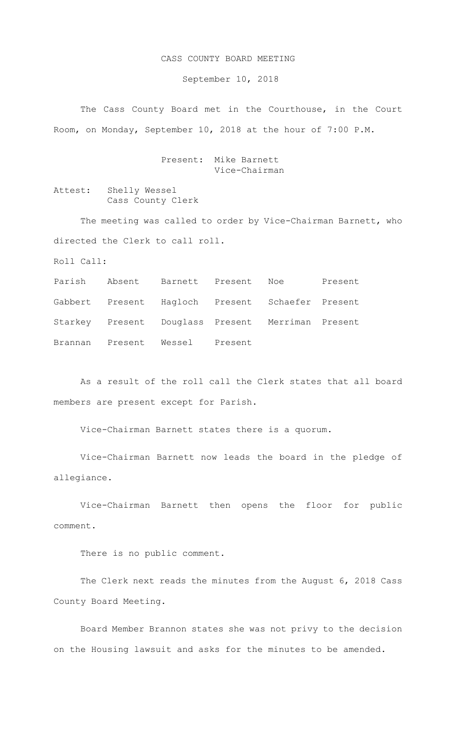# CASS COUNTY BOARD MEETING

September 10, 2018

The Cass County Board met in the Courthouse, in the Court Room, on Monday, September 10, 2018 at the hour of 7:00 P.M.

Present: Mike Barnett
Vice-Chairman

Attest: Shelly Wessel
Cass County Clerk

The meeting was called to order by Vice-Chairman Barnett, who directed the Clerk to call roll.

Roll Call:

| | | | | | |
|---|---|---|---|---|---|
| Parish | Absent | Barnett | Present | Noe | Present |
| Gabbert | Present | Hagloch | Present | Schaefer | Present |
| Starkey | Present | Douglass | Present | Merriman | Present |
| Brannan | Present | Wessel | Present | | |

As a result of the roll call the Clerk states that all board members are present except for Parish.

Vice-Chairman Barnett states there is a quorum.

Vice-Chairman Barnett now leads the board in the pledge of allegiance.

Vice-Chairman Barnett then opens the floor for public comment.

There is no public comment.

The Clerk next reads the minutes from the August 6, 2018 Cass County Board Meeting.

Board Member Brannon states she was not privy to the decision on the Housing lawsuit and asks for the minutes to be amended.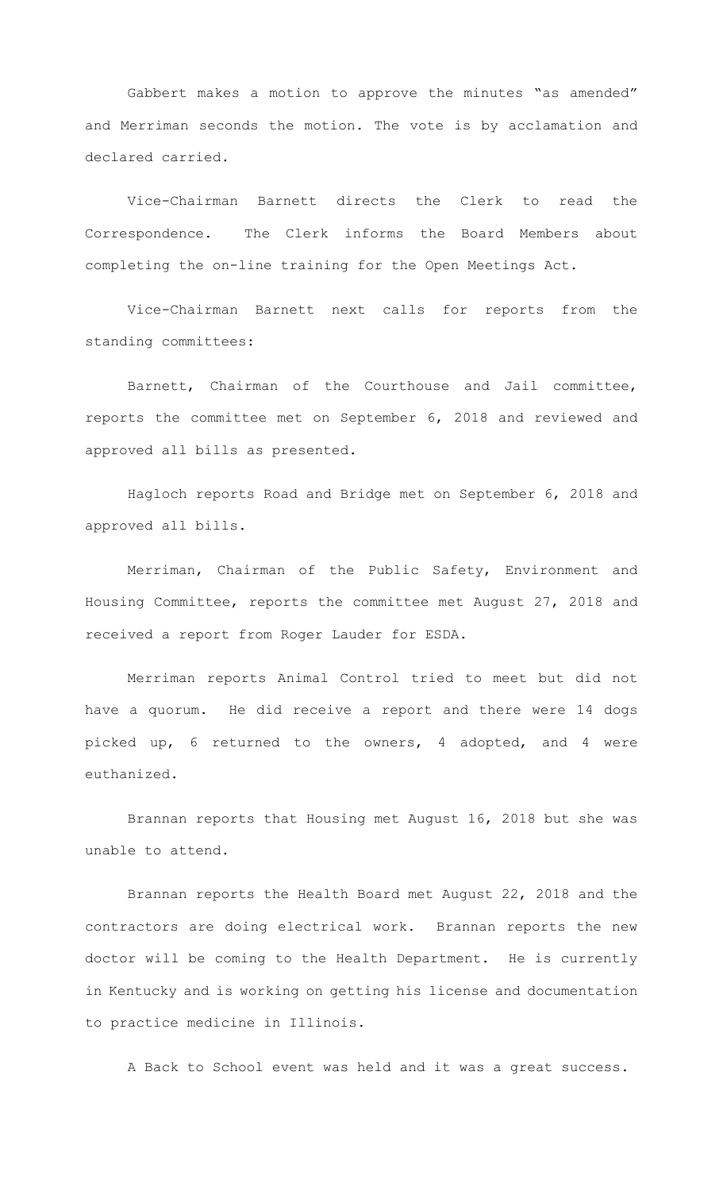Gabbert makes a motion to approve the minutes "as amended" and Merriman seconds the motion. The vote is by acclamation and declared carried.

Vice-Chairman Barnett directs the Clerk to read the Correspondence. The Clerk informs the Board Members about completing the on-line training for the Open Meetings Act.

Vice-Chairman Barnett next calls for reports from the standing committees:

Barnett, Chairman of the Courthouse and Jail committee, reports the committee met on September 6, 2018 and reviewed and approved all bills as presented.

Hagloch reports Road and Bridge met on September 6, 2018 and approved all bills.

Merriman, Chairman of the Public Safety, Environment and Housing Committee, reports the committee met August 27, 2018 and received a report from Roger Lauder for ESDA.

Merriman reports Animal Control tried to meet but did not have a quorum. He did receive a report and there were 14 dogs picked up, 6 returned to the owners, 4 adopted, and 4 were euthanized.

Brannan reports that Housing met August 16, 2018 but she was unable to attend.

Brannan reports the Health Board met August 22, 2018 and the contractors are doing electrical work. Brannan reports the new doctor will be coming to the Health Department. He is currently in Kentucky and is working on getting his license and documentation to practice medicine in Illinois.

A Back to School event was held and it was a great success.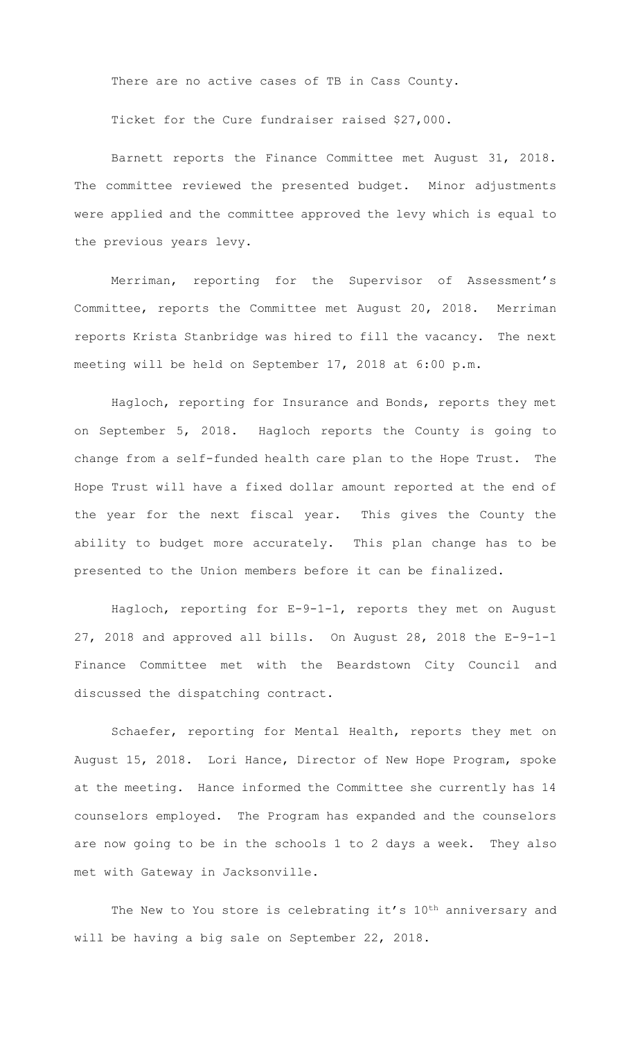There are no active cases of TB in Cass County.

Ticket for the Cure fundraiser raised $27,000.

Barnett reports the Finance Committee met August 31, 2018. The committee reviewed the presented budget. Minor adjustments were applied and the committee approved the levy which is equal to the previous years levy.

Merriman, reporting for the Supervisor of Assessment's Committee, reports the Committee met August 20, 2018. Merriman reports Krista Stanbridge was hired to fill the vacancy. The next meeting will be held on September 17, 2018 at 6:00 p.m.

Hagloch, reporting for Insurance and Bonds, reports they met on September 5, 2018. Hagloch reports the County is going to change from a self-funded health care plan to the Hope Trust. The Hope Trust will have a fixed dollar amount reported at the end of the year for the next fiscal year. This gives the County the ability to budget more accurately. This plan change has to be presented to the Union members before it can be finalized.

Hagloch, reporting for E-9-1-1, reports they met on August 27, 2018 and approved all bills. On August 28, 2018 the E-9-1-1 Finance Committee met with the Beardstown City Council and discussed the dispatching contract.

Schaefer, reporting for Mental Health, reports they met on August 15, 2018. Lori Hance, Director of New Hope Program, spoke at the meeting. Hance informed the Committee she currently has 14 counselors employed. The Program has expanded and the counselors are now going to be in the schools 1 to 2 days a week. They also met with Gateway in Jacksonville.

The New to You store is celebrating it's 10th anniversary and will be having a big sale on September 22, 2018.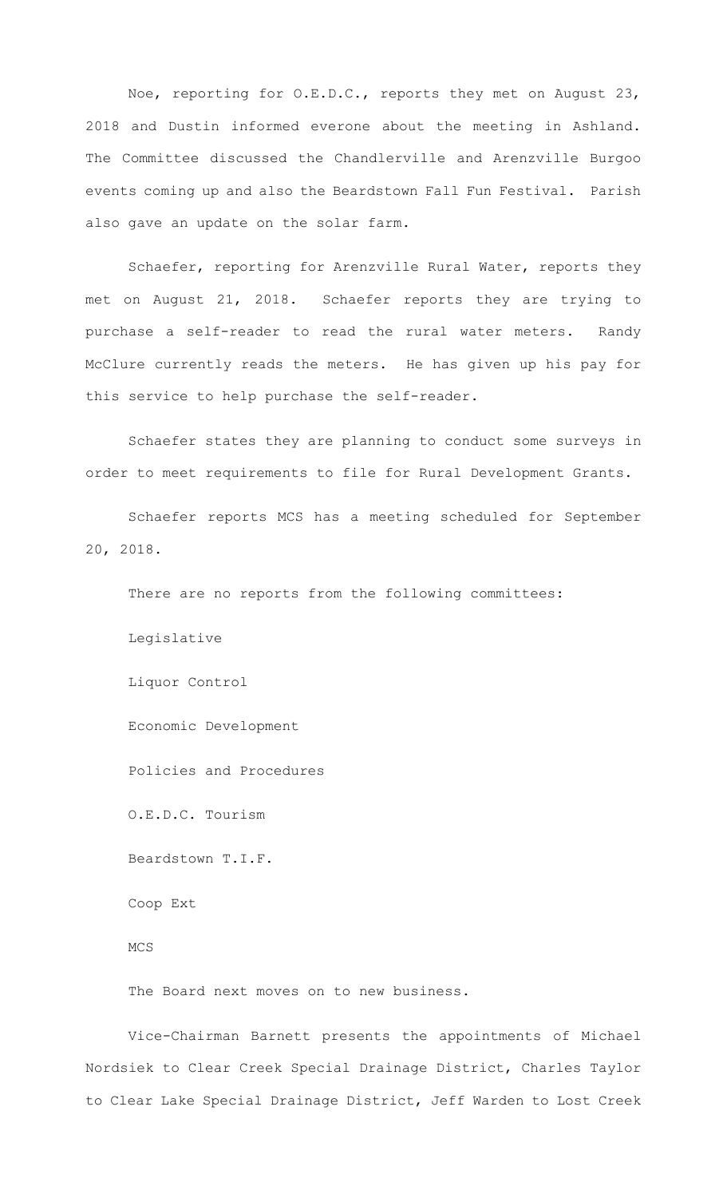Noe, reporting for O.E.D.C., reports they met on August 23, 2018 and Dustin informed everone about the meeting in Ashland. The Committee discussed the Chandlerville and Arenzville Burgoo events coming up and also the Beardstown Fall Fun Festival. Parish also gave an update on the solar farm.

Schaefer, reporting for Arenzville Rural Water, reports they met on August 21, 2018. Schaefer reports they are trying to purchase a self-reader to read the rural water meters. Randy McClure currently reads the meters. He has given up his pay for this service to help purchase the self-reader.

Schaefer states they are planning to conduct some surveys in order to meet requirements to file for Rural Development Grants.

Schaefer reports MCS has a meeting scheduled for September 20, 2018.

There are no reports from the following committees:

Legislative

Liquor Control

Economic Development

Policies and Procedures

O.E.D.C. Tourism

Beardstown T.I.F.

Coop Ext

MCS

The Board next moves on to new business.

Vice-Chairman Barnett presents the appointments of Michael Nordsiek to Clear Creek Special Drainage District, Charles Taylor to Clear Lake Special Drainage District, Jeff Warden to Lost Creek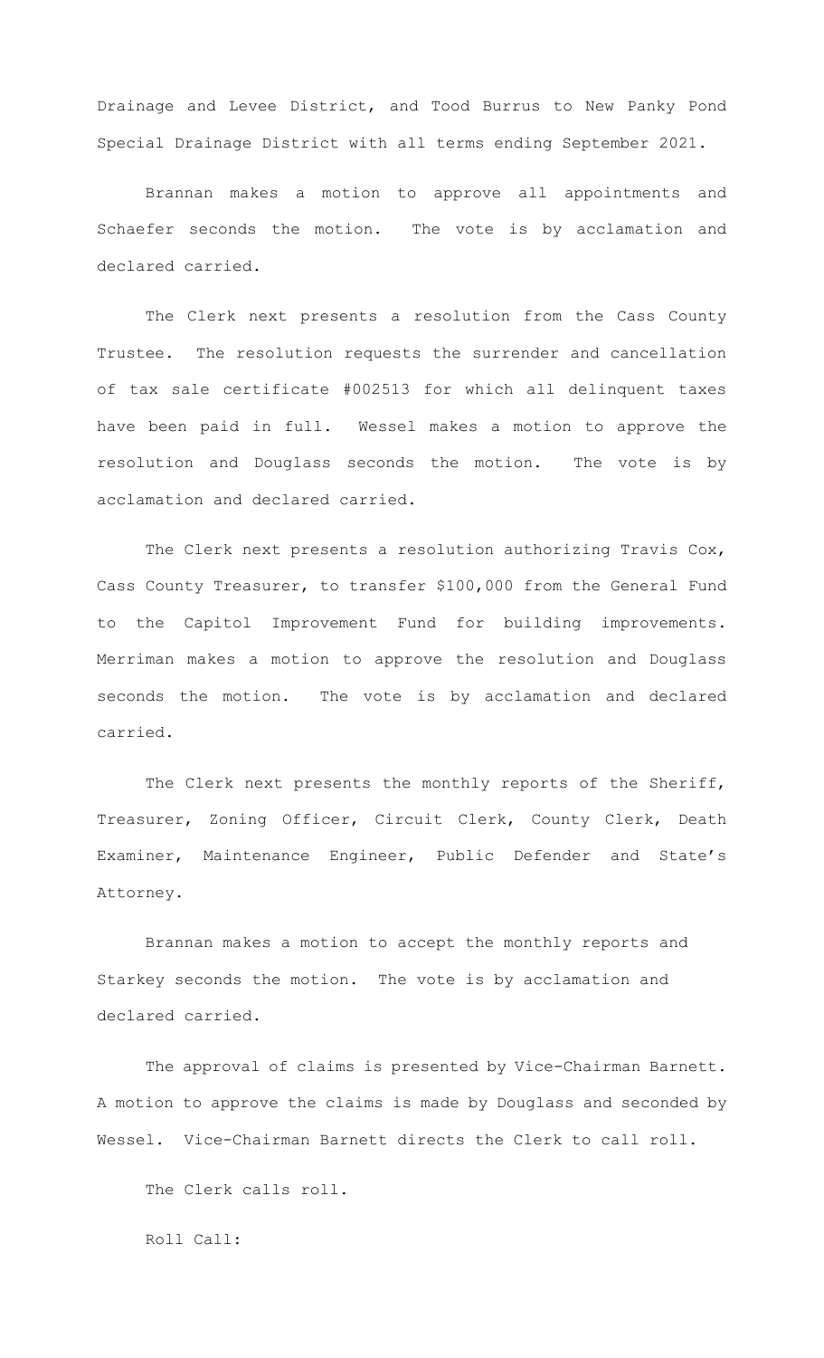Drainage and Levee District, and Tood Burrus to New Panky Pond Special Drainage District with all terms ending September 2021.

Brannan makes a motion to approve all appointments and Schaefer seconds the motion. The vote is by acclamation and declared carried.

The Clerk next presents a resolution from the Cass County Trustee. The resolution requests the surrender and cancellation of tax sale certificate #002513 for which all delinquent taxes have been paid in full. Wessel makes a motion to approve the resolution and Douglass seconds the motion. The vote is by acclamation and declared carried.

The Clerk next presents a resolution authorizing Travis Cox, Cass County Treasurer, to transfer $100,000 from the General Fund to the Capitol Improvement Fund for building improvements. Merriman makes a motion to approve the resolution and Douglass seconds the motion. The vote is by acclamation and declared carried.

The Clerk next presents the monthly reports of the Sheriff, Treasurer, Zoning Officer, Circuit Clerk, County Clerk, Death Examiner, Maintenance Engineer, Public Defender and State's Attorney.

Brannan makes a motion to accept the monthly reports and Starkey seconds the motion. The vote is by acclamation and declared carried.

The approval of claims is presented by Vice-Chairman Barnett. A motion to approve the claims is made by Douglass and seconded by Wessel. Vice-Chairman Barnett directs the Clerk to call roll.

The Clerk calls roll.

Roll Call: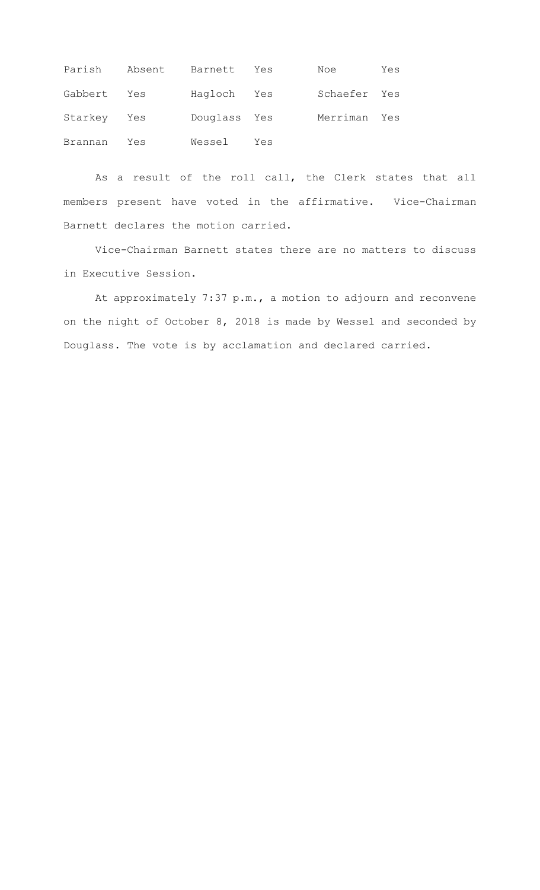| | | | | | |
|---|---|---|---|---|---|
| Parish | Absent | Barnett | Yes | Noe | Yes |
| Gabbert | Yes | Hagloch | Yes | Schaefer | Yes |
| Starkey | Yes | Douglass | Yes | Merriman | Yes |
| Brannan | Yes | Wessel | Yes | | |

As a result of the roll call, the Clerk states that all members present have voted in the affirmative. Vice-Chairman Barnett declares the motion carried.

Vice-Chairman Barnett states there are no matters to discuss in Executive Session.

At approximately 7:37 p.m., a motion to adjourn and reconvene on the night of October 8, 2018 is made by Wessel and seconded by Douglass. The vote is by acclamation and declared carried.